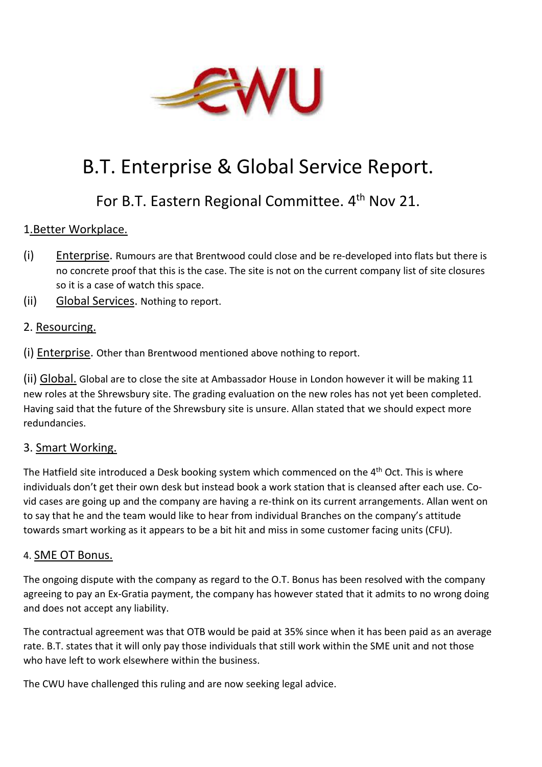# B.T. Enterprise & Global Service Report.

## For B.T. Eastern Regional Committee. 4th Nov 21.

### 1.Better Workplace.

(i) Enterprise. Rumours are that Brentwood could close and be re-developed into flats but there is no concrete proof that this is the case. The site is not on the current company list of site closures so it is a case of watch this space.

(ii) Global Services. Nothing to report.

### 2. Resourcing.

(i) Enterprise. Other than Brentwood mentioned above nothing to report.

(ii) Global. Global are to close the site at Ambassador House in London however it will be making 11 new roles at the Shrewsbury site. The grading evaluation on the new roles has not yet been completed. Having said that the future of the Shrewsbury site is unsure. Allan stated that we should expect more redundancies.

### 3. Smart Working.

The Hatfield site introduced a Desk booking system which commenced on the 4th Oct. This is where individuals don't get their own desk but instead book a work station that is cleansed after each use. Co-vid cases are going up and the company are having a re-think on its current arrangements. Allan went on to say that he and the team would like to hear from individual Branches on the company's attitude towards smart working as it appears to be a bit hit and miss in some customer facing units (CFU).

### 4. SME OT Bonus.

The ongoing dispute with the company as regard to the O.T. Bonus has been resolved with the company agreeing to pay an Ex-Gratia payment, the company has however stated that it admits to no wrong doing and does not accept any liability.

The contractual agreement was that OTB would be paid at 35% since when it has been paid as an average rate. B.T. states that it will only pay those individuals that still work within the SME unit and not those who have left to work elsewhere within the business.

The CWU have challenged this ruling and are now seeking legal advice.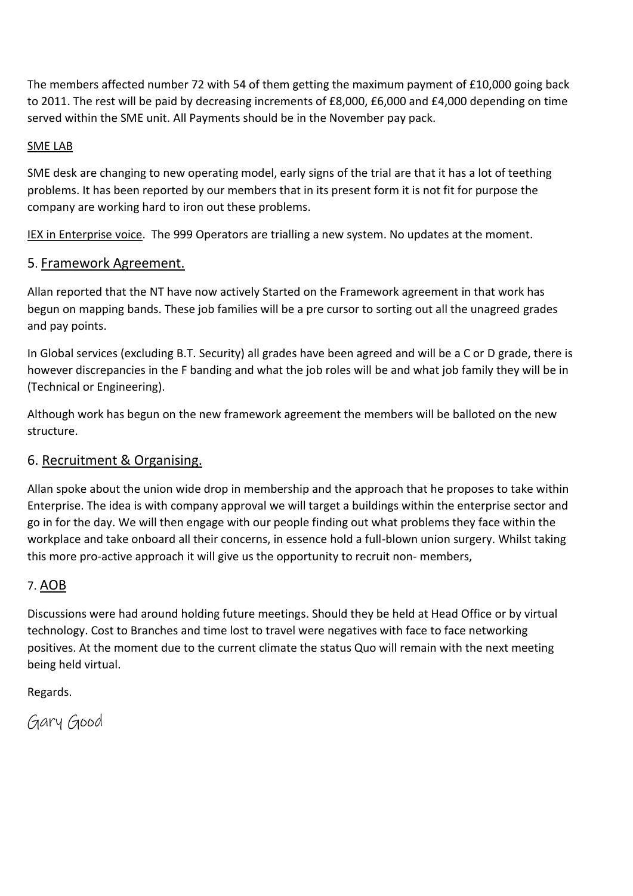The members affected number 72 with 54 of them getting the maximum payment of £10,000 going back to 2011. The rest will be paid by decreasing increments of £8,000, £6,000 and £4,000 depending on time served within the SME unit. All Payments should be in the November pay pack.

<u>SME LAB</u>

SME desk are changing to new operating model, early signs of the trial are that it has a lot of teething problems. It has been reported by our members that in its present form it is not fit for purpose the company are working hard to iron out these problems.

<u>IEX in Enterprise voice</u>. The 999 Operators are trialling a new system. No updates at the moment.

## 5. <u>Framework Agreement.</u>

Allan reported that the NT have now actively Started on the Framework agreement in that work has begun on mapping bands. These job families will be a pre cursor to sorting out all the unagreed grades and pay points.

In Global services (excluding B.T. Security) all grades have been agreed and will be a C or D grade, there is however discrepancies in the F banding and what the job roles will be and what job family they will be in (Technical or Engineering).

Although work has begun on the new framework agreement the members will be balloted on the new structure.

## 6. <u>Recruitment & Organising.</u>

Allan spoke about the union wide drop in membership and the approach that he proposes to take within Enterprise. The idea is with company approval we will target a buildings within the enterprise sector and go in for the day. We will then engage with our people finding out what problems they face within the workplace and take onboard all their concerns, in essence hold a full-blown union surgery. Whilst taking this more pro-active approach it will give us the opportunity to recruit non- members,

## 7. <u>AOB</u>

Discussions were had around holding future meetings. Should they be held at Head Office or by virtual technology. Cost to Branches and time lost to travel were negatives with face to face networking positives. At the moment due to the current climate the status Quo will remain with the next meeting being held virtual.

Regards.

Gary Good